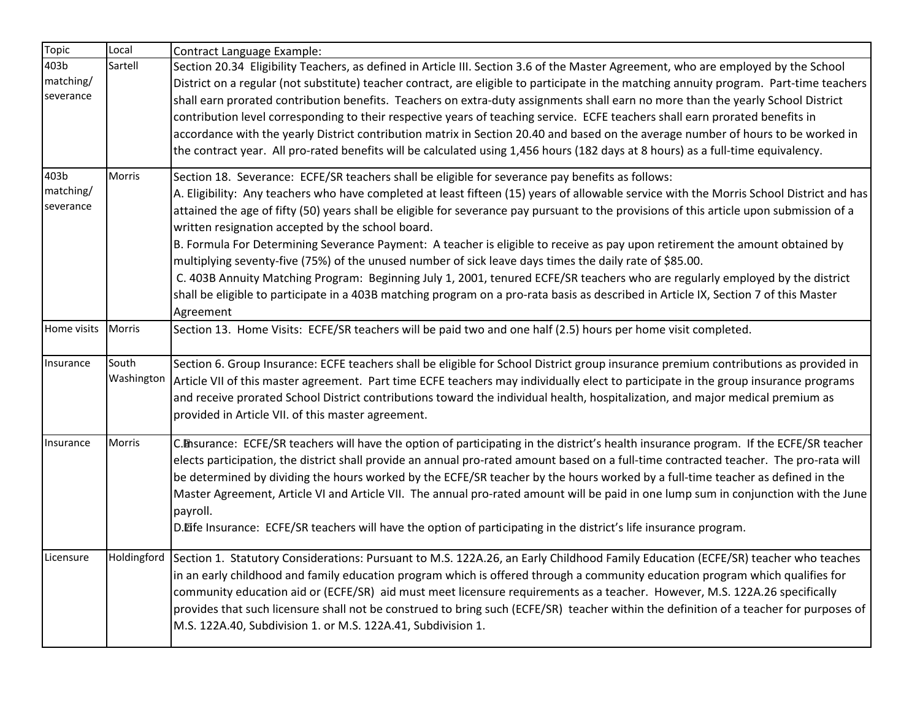| Topic | Local | Contract Language Example: |
|---|---|---|
| 403b matching/ severance | Sartell | Section 20.34 Eligibility Teachers, as defined in Article III. Section 3.6 of the Master Agreement, who are employed by the School District on a regular (not substitute) teacher contract, are eligible to participate in the matching annuity program. Part-time teachers shall earn prorated contribution benefits. Teachers on extra-duty assignments shall earn no more than the yearly School District contribution level corresponding to their respective years of teaching service. ECFE teachers shall earn prorated benefits in accordance with the yearly District contribution matrix in Section 20.40 and based on the average number of hours to be worked in the contract year. All pro-rated benefits will be calculated using 1,456 hours (182 days at 8 hours) as a full-time equivalency. |
| 403b matching/ severance | Morris | Section 18. Severance: ECFE/SR teachers shall be eligible for severance pay benefits as follows:<br>A. Eligibility: Any teachers who have completed at least fifteen (15) years of allowable service with the Morris School District and has attained the age of fifty (50) years shall be eligible for severance pay pursuant to the provisions of this article upon submission of a written resignation accepted by the school board.<br>B. Formula For Determining Severance Payment: A teacher is eligible to receive as pay upon retirement the amount obtained by multiplying seventy-five (75%) of the unused number of sick leave days times the daily rate of $85.00.<br>C. 403B Annuity Matching Program: Beginning July 1, 2001, tenured ECFE/SR teachers who are regularly employed by the district shall be eligible to participate in a 403B matching program on a pro-rata basis as described in Article IX, Section 7 of this Master Agreement |
| Home visits | Morris | Section 13. Home Visits: ECFE/SR teachers will be paid two and one half (2.5) hours per home visit completed. |
| Insurance | South Washington | Section 6. Group Insurance: ECFE teachers shall be eligible for School District group insurance premium contributions as provided in Article VII of this master agreement. Part time ECFE teachers may individually elect to participate in the group insurance programs and receive prorated School District contributions toward the individual health, hospitalization, and major medical premium as provided in Article VII. of this master agreement. |
| Insurance | Morris | C. Insurance: ECFE/SR teachers will have the option of participating in the district's health insurance program. If the ECFE/SR teacher elects participation, the district shall provide an annual pro-rated amount based on a full-time contracted teacher. The pro-rata will be determined by dividing the hours worked by the ECFE/SR teacher by the hours worked by a full-time teacher as defined in the Master Agreement, Article VI and Article VII. The annual pro-rated amount will be paid in one lump sum in conjunction with the June payroll.<br>D. Life Insurance: ECFE/SR teachers will have the option of participating in the district's life insurance program. |
| Licensure | Holdingford | Section 1. Statutory Considerations: Pursuant to M.S. 122A.26, an Early Childhood Family Education (ECFE/SR) teacher who teaches in an early childhood and family education program which is offered through a community education program which qualifies for community education aid or (ECFE/SR) aid must meet licensure requirements as a teacher. However, M.S. 122A.26 specifically provides that such licensure shall not be construed to bring such (ECFE/SR) teacher within the definition of a teacher for purposes of M.S. 122A.40, Subdivision 1. or M.S. 122A.41, Subdivision 1. |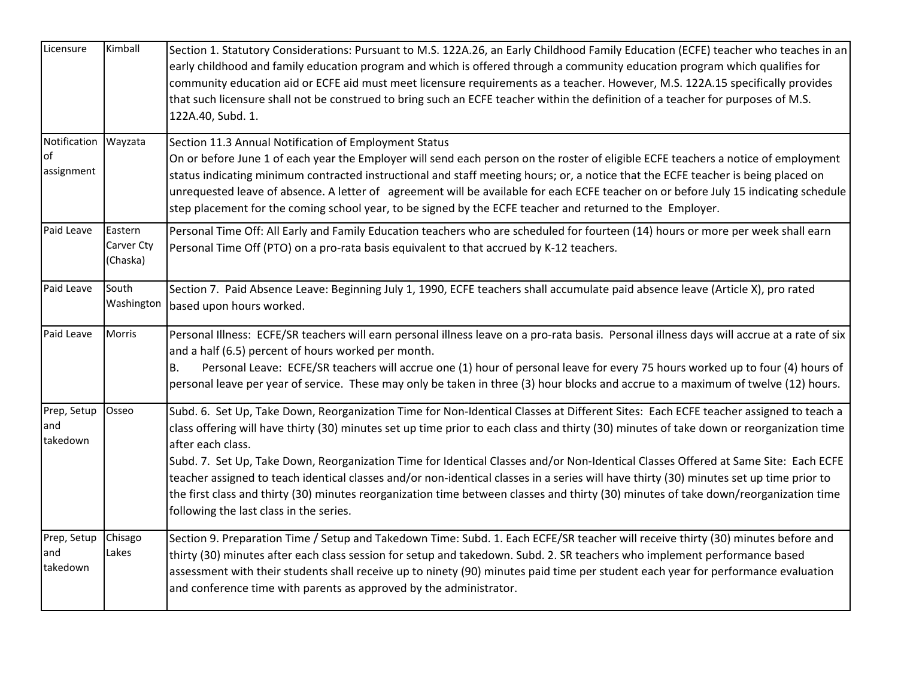| | | |
|---|---|---|
| Licensure | Kimball | Section 1. Statutory Considerations: Pursuant to M.S. 122A.26, an Early Childhood Family Education (ECFE) teacher who teaches in an early childhood and family education program and which is offered through a community education program which qualifies for community education aid or ECFE aid must meet licensure requirements as a teacher. However, M.S. 122A.15 specifically provides that such licensure shall not be construed to bring such an ECFE teacher within the definition of a teacher for purposes of M.S. 122A.40, Subd. 1. |
| Notification of assignment | Wayzata | Section 11.3 Annual Notification of Employment Status<br>On or before June 1 of each year the Employer will send each person on the roster of eligible ECFE teachers a notice of employment status indicating minimum contracted instructional and staff meeting hours; or, a notice that the ECFE teacher is being placed on unrequested leave of absence. A letter of agreement will be available for each ECFE teacher on or before July 15 indicating schedule step placement for the coming school year, to be signed by the ECFE teacher and returned to the Employer. |
| Paid Leave | Eastern Carver Cty (Chaska) | Personal Time Off: All Early and Family Education teachers who are scheduled for fourteen (14) hours or more per week shall earn Personal Time Off (PTO) on a pro-rata basis equivalent to that accrued by K-12 teachers. |
| Paid Leave | South Washington | Section 7. Paid Absence Leave: Beginning July 1, 1990, ECFE teachers shall accumulate paid absence leave (Article X), pro rated based upon hours worked. |
| Paid Leave | Morris | Personal Illness: ECFE/SR teachers will earn personal illness leave on a pro-rata basis. Personal illness days will accrue at a rate of six and a half (6.5) percent of hours worked per month.<br>B. Personal Leave: ECFE/SR teachers will accrue one (1) hour of personal leave for every 75 hours worked up to four (4) hours of personal leave per year of service. These may only be taken in three (3) hour blocks and accrue to a maximum of twelve (12) hours. |
| Prep, Setup and takedown | Osseo | Subd. 6. Set Up, Take Down, Reorganization Time for Non-Identical Classes at Different Sites: Each ECFE teacher assigned to teach a class offering will have thirty (30) minutes set up time prior to each class and thirty (30) minutes of take down or reorganization time after each class.<br>Subd. 7. Set Up, Take Down, Reorganization Time for Identical Classes and/or Non-Identical Classes Offered at Same Site: Each ECFE teacher assigned to teach identical classes and/or non-identical classes in a series will have thirty (30) minutes set up time prior to the first class and thirty (30) minutes reorganization time between classes and thirty (30) minutes of take down/reorganization time following the last class in the series. |
| Prep, Setup and takedown | Chisago Lakes | Section 9. Preparation Time / Setup and Takedown Time: Subd. 1. Each ECFE/SR teacher will receive thirty (30) minutes before and thirty (30) minutes after each class session for setup and takedown. Subd. 2. SR teachers who implement performance based assessment with their students shall receive up to ninety (90) minutes paid time per student each year for performance evaluation and conference time with parents as approved by the administrator. |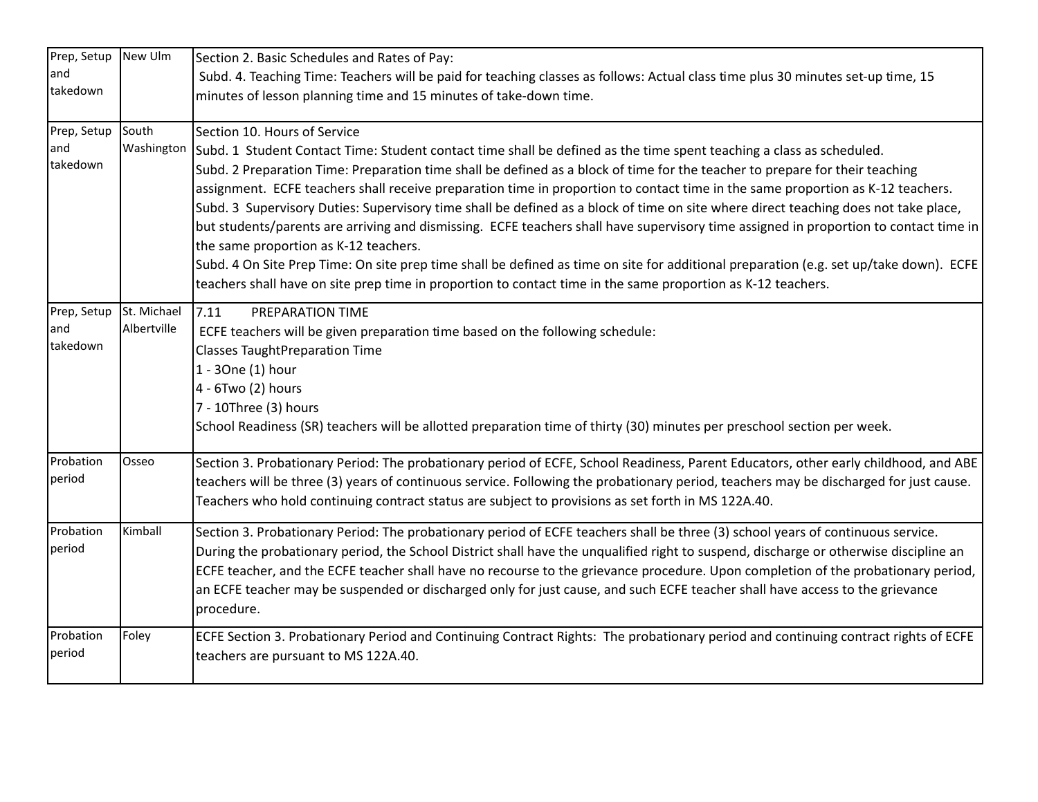| | | |
|---|---|---|
| Prep, Setup and takedown | New Ulm | Section 2. Basic Schedules and Rates of Pay:<br>Subd. 4. Teaching Time: Teachers will be paid for teaching classes as follows: Actual class time plus 30 minutes set-up time, 15 minutes of lesson planning time and 15 minutes of take-down time. |
| Prep, Setup and takedown | South Washington | Section 10. Hours of Service<br>Subd. 1 Student Contact Time: Student contact time shall be defined as the time spent teaching a class as scheduled.<br>Subd. 2 Preparation Time: Preparation time shall be defined as a block of time for the teacher to prepare for their teaching assignment. ECFE teachers shall receive preparation time in proportion to contact time in the same proportion as K-12 teachers.<br>Subd. 3 Supervisory Duties: Supervisory time shall be defined as a block of time on site where direct teaching does not take place, but students/parents are arriving and dismissing. ECFE teachers shall have supervisory time assigned in proportion to contact time in the same proportion as K-12 teachers.<br>Subd. 4 On Site Prep Time: On site prep time shall be defined as time on site for additional preparation (e.g. set up/take down). ECFE teachers shall have on site prep time in proportion to contact time in the same proportion as K-12 teachers. |
| Prep, Setup and takedown | St. Michael Albertville | 7.11 PREPARATION TIME<br>ECFE teachers will be given preparation time based on the following schedule:<br>Classes TaughtPreparation Time<br>1 - 3One (1) hour<br>4 - 6Two (2) hours<br>7 - 10Three (3) hours<br>School Readiness (SR) teachers will be allotted preparation time of thirty (30) minutes per preschool section per week. |
| Probation period | Osseo | Section 3. Probationary Period: The probationary period of ECFE, School Readiness, Parent Educators, other early childhood, and ABE teachers will be three (3) years of continuous service. Following the probationary period, teachers may be discharged for just cause. Teachers who hold continuing contract status are subject to provisions as set forth in MS 122A.40. |
| Probation period | Kimball | Section 3. Probationary Period: The probationary period of ECFE teachers shall be three (3) school years of continuous service. During the probationary period, the School District shall have the unqualified right to suspend, discharge or otherwise discipline an ECFE teacher, and the ECFE teacher shall have no recourse to the grievance procedure. Upon completion of the probationary period, an ECFE teacher may be suspended or discharged only for just cause, and such ECFE teacher shall have access to the grievance procedure. |
| Probation period | Foley | ECFE Section 3. Probationary Period and Continuing Contract Rights: The probationary period and continuing contract rights of ECFE teachers are pursuant to MS 122A.40. |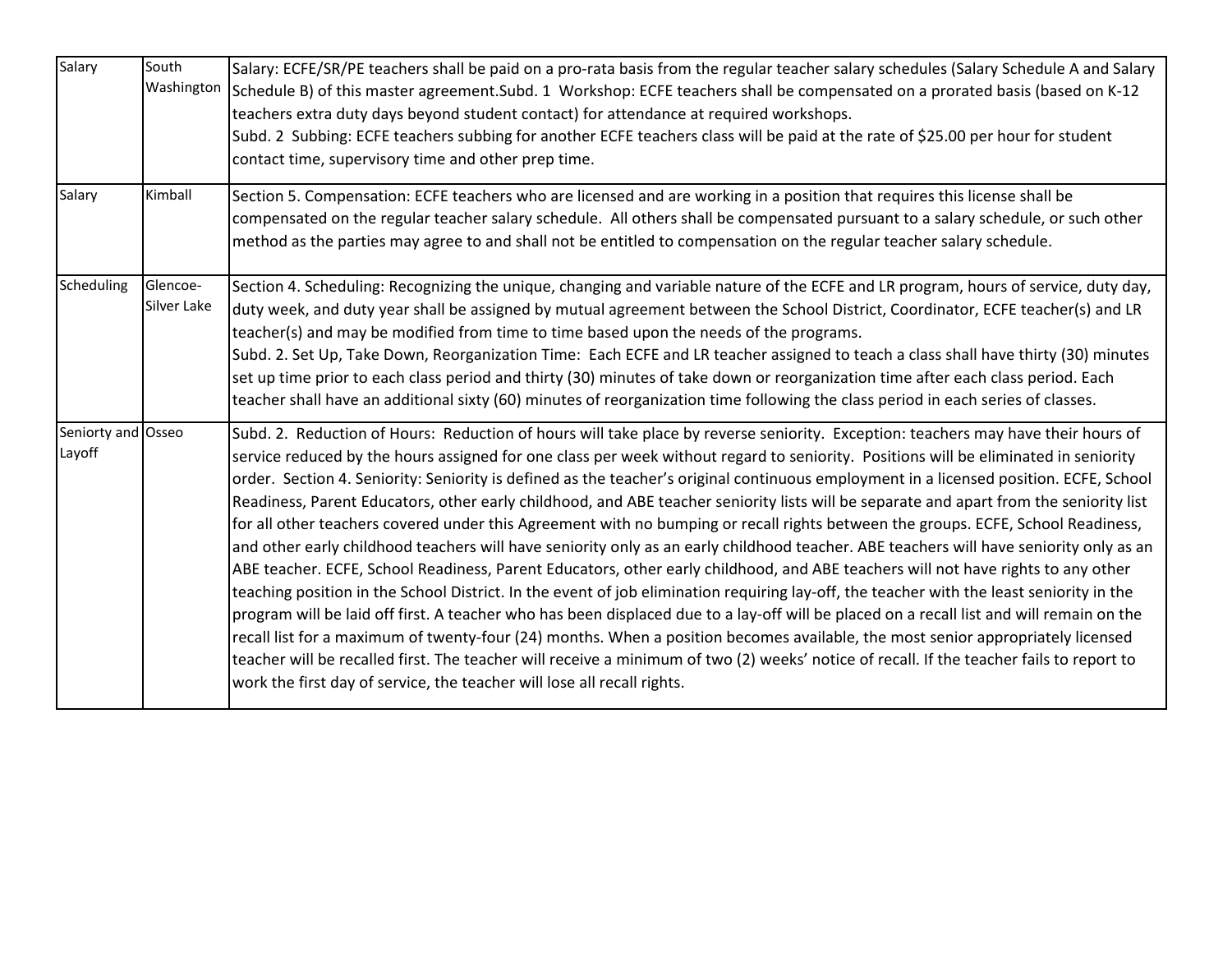| | | |
|---|---|---|
| Salary | South Washington | Salary: ECFE/SR/PE teachers shall be paid on a pro-rata basis from the regular teacher salary schedules (Salary Schedule A and Salary Schedule B) of this master agreement.Subd. 1 Workshop: ECFE teachers shall be compensated on a prorated basis (based on K-12 teachers extra duty days beyond student contact) for attendance at required workshops.<br>Subd. 2 Subbing: ECFE teachers subbing for another ECFE teachers class will be paid at the rate of $25.00 per hour for student contact time, supervisory time and other prep time. |
| Salary | Kimball | Section 5. Compensation: ECFE teachers who are licensed and are working in a position that requires this license shall be compensated on the regular teacher salary schedule. All others shall be compensated pursuant to a salary schedule, or such other method as the parties may agree to and shall not be entitled to compensation on the regular teacher salary schedule. |
| Scheduling | Glencoe-Silver Lake | Section 4. Scheduling: Recognizing the unique, changing and variable nature of the ECFE and LR program, hours of service, duty day, duty week, and duty year shall be assigned by mutual agreement between the School District, Coordinator, ECFE teacher(s) and LR teacher(s) and may be modified from time to time based upon the needs of the programs.<br>Subd. 2. Set Up, Take Down, Reorganization Time: Each ECFE and LR teacher assigned to teach a class shall have thirty (30) minutes set up time prior to each class period and thirty (30) minutes of take down or reorganization time after each class period. Each teacher shall have an additional sixty (60) minutes of reorganization time following the class period in each series of classes. |
| Seniorty and Layoff | Osseo | Subd. 2. Reduction of Hours: Reduction of hours will take place by reverse seniority. Exception: teachers may have their hours of service reduced by the hours assigned for one class per week without regard to seniority. Positions will be eliminated in seniority order. Section 4. Seniority: Seniority is defined as the teacher's original continuous employment in a licensed position. ECFE, School Readiness, Parent Educators, other early childhood, and ABE teacher seniority lists will be separate and apart from the seniority list for all other teachers covered under this Agreement with no bumping or recall rights between the groups. ECFE, School Readiness, and other early childhood teachers will have seniority only as an early childhood teacher. ABE teachers will have seniority only as an ABE teacher. ECFE, School Readiness, Parent Educators, other early childhood, and ABE teachers will not have rights to any other teaching position in the School District. In the event of job elimination requiring lay-off, the teacher with the least seniority in the program will be laid off first. A teacher who has been displaced due to a lay-off will be placed on a recall list and will remain on the recall list for a maximum of twenty-four (24) months. When a position becomes available, the most senior appropriately licensed teacher will be recalled first. The teacher will receive a minimum of two (2) weeks' notice of recall. If the teacher fails to report to work the first day of service, the teacher will lose all recall rights. |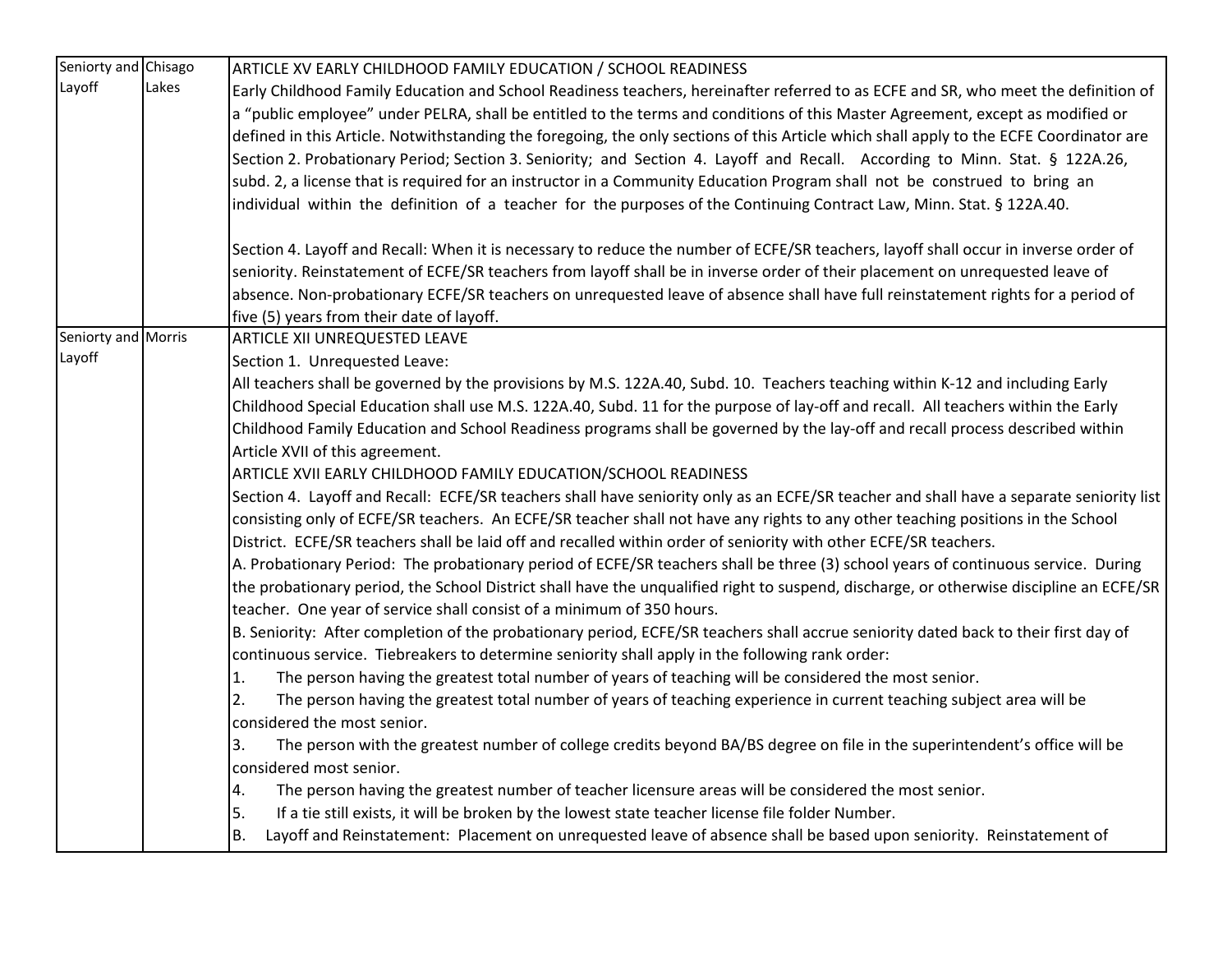| Seniorty and Layoff | Chisago Lakes | ARTICLE XV EARLY CHILDHOOD FAMILY EDUCATION / SCHOOL READINESS<br>Early Childhood Family Education and School Readiness teachers, hereinafter referred to as ECFE and SR, who meet the definition of a "public employee" under PELRA, shall be entitled to the terms and conditions of this Master Agreement, except as modified or defined in this Article. Notwithstanding the foregoing, the only sections of this Article which shall apply to the ECFE Coordinator are Section 2. Probationary Period; Section 3. Seniority; and Section 4. Layoff and Recall. According to Minn. Stat. § 122A.26, subd. 2, a license that is required for an instructor in a Community Education Program shall not be construed to bring an individual within the definition of a teacher for the purposes of the Continuing Contract Law, Minn. Stat. § 122A.40.<br><br>Section 4. Layoff and Recall: When it is necessary to reduce the number of ECFE/SR teachers, layoff shall occur in inverse order of seniority. Reinstatement of ECFE/SR teachers from layoff shall be in inverse order of their placement on unrequested leave of absence. Non-probationary ECFE/SR teachers on unrequested leave of absence shall have full reinstatement rights for a period of five (5) years from their date of layoff. |
|---|---|---|
| Seniorty and Layoff | Morris | ARTICLE XII UNREQUESTED LEAVE<br>Section 1. Unrequested Leave:<br>All teachers shall be governed by the provisions by M.S. 122A.40, Subd. 10. Teachers teaching within K-12 and including Early Childhood Special Education shall use M.S. 122A.40, Subd. 11 for the purpose of lay-off and recall. All teachers within the Early Childhood Family Education and School Readiness programs shall be governed by the lay-off and recall process described within Article XVII of this agreement.<br>ARTICLE XVII EARLY CHILDHOOD FAMILY EDUCATION/SCHOOL READINESS<br>Section 4. Layoff and Recall: ECFE/SR teachers shall have seniority only as an ECFE/SR teacher and shall have a separate seniority list consisting only of ECFE/SR teachers. An ECFE/SR teacher shall not have any rights to any other teaching positions in the School District. ECFE/SR teachers shall be laid off and recalled within order of seniority with other ECFE/SR teachers.<br>A. Probationary Period: The probationary period of ECFE/SR teachers shall be three (3) school years of continuous service. During the probationary period, the School District shall have the unqualified right to suspend, discharge, or otherwise discipline an ECFE/SR teacher. One year of service shall consist of a minimum of 350 hours.<br>B. Seniority: After completion of the probationary period, ECFE/SR teachers shall accrue seniority dated back to their first day of continuous service. Tiebreakers to determine seniority shall apply in the following rank order:<br>1. The person having the greatest total number of years of teaching will be considered the most senior.<br>2. The person having the greatest total number of years of teaching experience in current teaching subject area will be considered the most senior.<br>3. The person with the greatest number of college credits beyond BA/BS degree on file in the superintendent's office will be considered most senior.<br>4. The person having the greatest number of teacher licensure areas will be considered the most senior.<br>5. If a tie still exists, it will be broken by the lowest state teacher license file folder Number.<br>B. Layoff and Reinstatement: Placement on unrequested leave of absence shall be based upon seniority. Reinstatement of |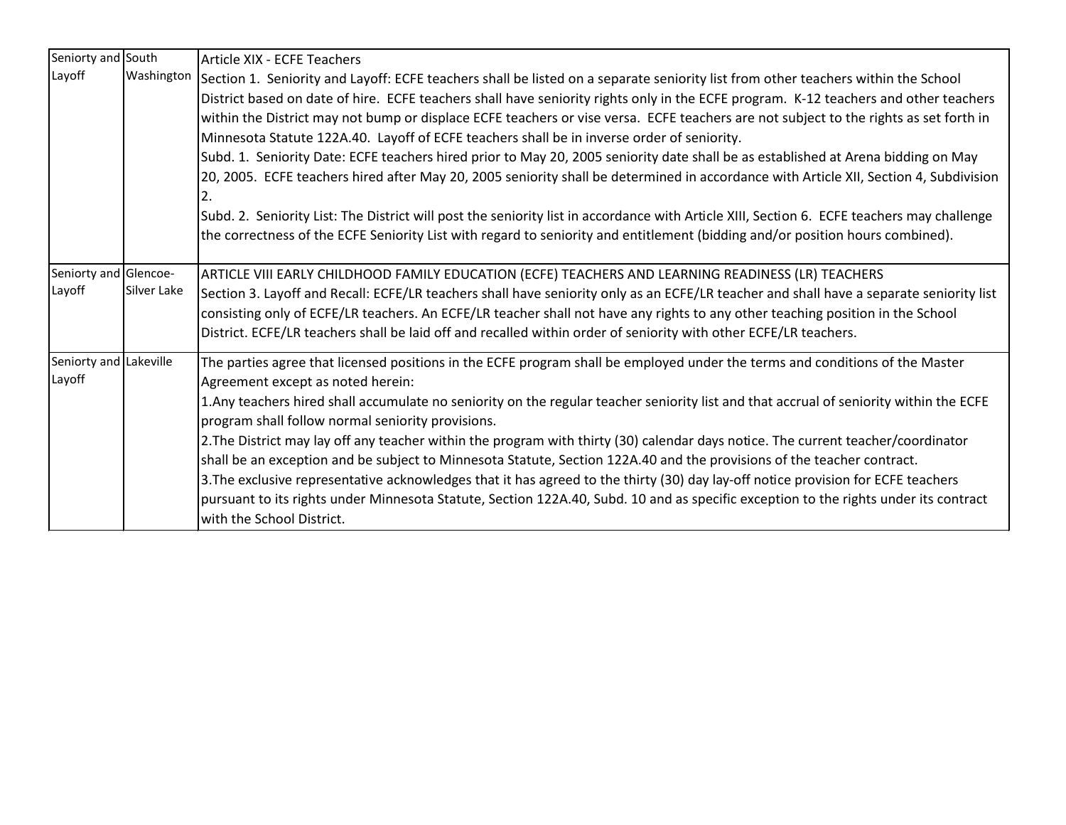| | | |
|---|---|---|
| Seniorty and Layoff | South Washington | Article XIX - ECFE Teachers<br>Section 1. Seniority and Layoff: ECFE teachers shall be listed on a separate seniority list from other teachers within the School District based on date of hire. ECFE teachers shall have seniority rights only in the ECFE program. K-12 teachers and other teachers within the District may not bump or displace ECFE teachers or vise versa. ECFE teachers are not subject to the rights as set forth in Minnesota Statute 122A.40. Layoff of ECFE teachers shall be in inverse order of seniority.<br>Subd. 1. Seniority Date: ECFE teachers hired prior to May 20, 2005 seniority date shall be as established at Arena bidding on May 20, 2005. ECFE teachers hired after May 20, 2005 seniority shall be determined in accordance with Article XII, Section 4, Subdivision 2.<br>Subd. 2. Seniority List: The District will post the seniority list in accordance with Article XIII, Section 6. ECFE teachers may challenge the correctness of the ECFE Seniority List with regard to seniority and entitlement (bidding and/or position hours combined). |
| Seniorty and Layoff | Glencoe-Silver Lake | ARTICLE VIII EARLY CHILDHOOD FAMILY EDUCATION (ECFE) TEACHERS AND LEARNING READINESS (LR) TEACHERS<br>Section 3. Layoff and Recall: ECFE/LR teachers shall have seniority only as an ECFE/LR teacher and shall have a separate seniority list consisting only of ECFE/LR teachers. An ECFE/LR teacher shall not have any rights to any other teaching position in the School District. ECFE/LR teachers shall be laid off and recalled within order of seniority with other ECFE/LR teachers. |
| Seniorty and Layoff | Lakeville | The parties agree that licensed positions in the ECFE program shall be employed under the terms and conditions of the Master Agreement except as noted herein:<br>1.Any teachers hired shall accumulate no seniority on the regular teacher seniority list and that accrual of seniority within the ECFE program shall follow normal seniority provisions.<br>2.The District may lay off any teacher within the program with thirty (30) calendar days notice. The current teacher/coordinator shall be an exception and be subject to Minnesota Statute, Section 122A.40 and the provisions of the teacher contract.<br>3.The exclusive representative acknowledges that it has agreed to the thirty (30) day lay-off notice provision for ECFE teachers pursuant to its rights under Minnesota Statute, Section 122A.40, Subd. 10 and as specific exception to the rights under its contract with the School District. |